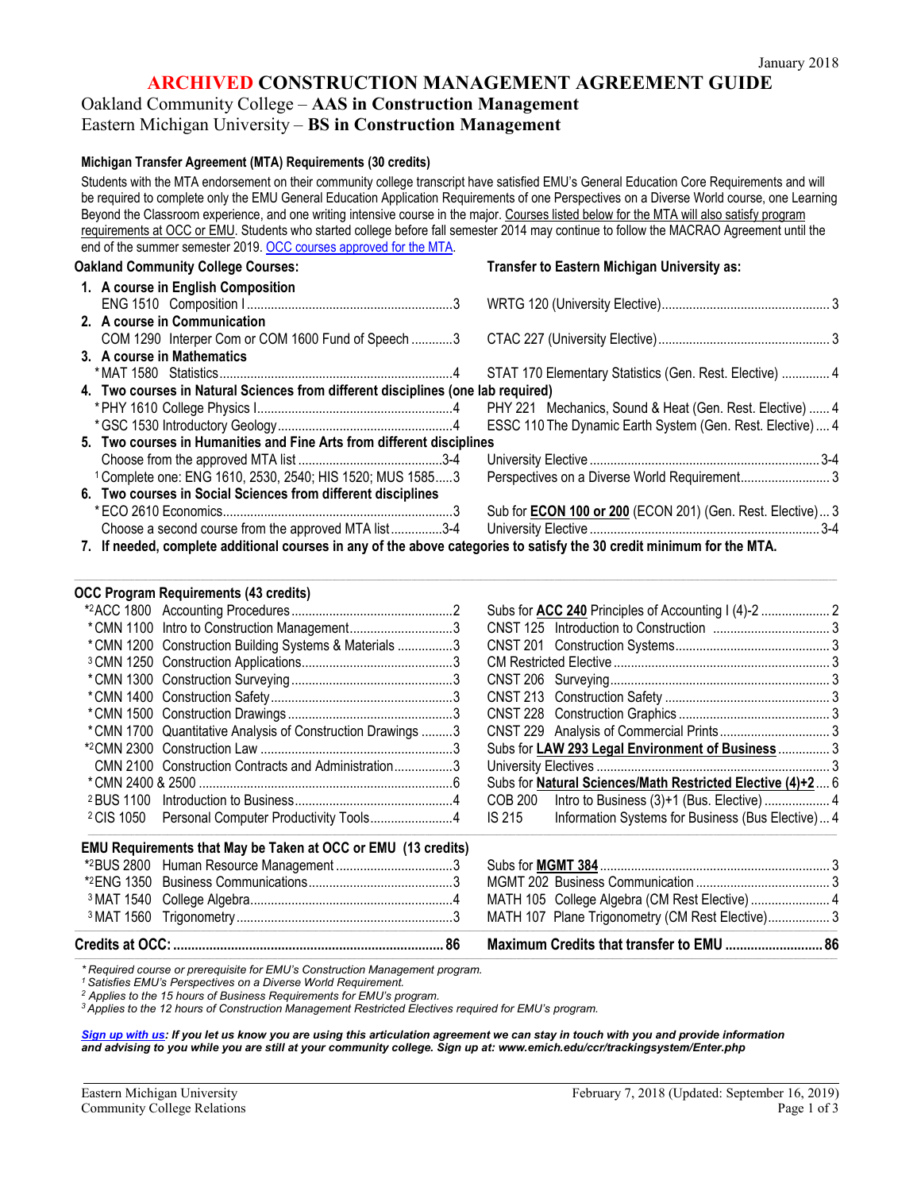January 2018

# ARCHIVED CONSTRUCTION MANAGEMENT AGREEMENT GUIDE

## Oakland Community College – **AAS in Construction Management**
## Eastern Michigan University – **BS in Construction Management**

### Michigan Transfer Agreement (MTA) Requirements (30 credits)

Students with the MTA endorsement on their community college transcript have satisfied EMU's General Education Core Requirements and will be required to complete only the EMU General Education Application Requirements of one Perspectives on a Diverse World course, one Learning Beyond the Classroom experience, and one writing intensive course in the major. Courses listed below for the MTA will also satisfy program requirements at OCC or EMU. Students who started college before fall semester 2014 may continue to follow the MACRAO Agreement until the end of the summer semester 2019. OCC courses approved for the MTA.

| Oakland Community College Courses: | | Transfer to Eastern Michigan University as: | |
|---|---|---|---|
| **1. A course in English Composition** | | | |
| ENG 1510 Composition I | 3 | WRTG 120 (University Elective) | 3 |
| **2. A course in Communication** | | | |
| COM 1290 Interper Com or COM 1600 Fund of Speech | 3 | CTAC 227 (University Elective) | 3 |
| **3. A course in Mathematics** | | | |
| *MAT 1580 Statistics | 4 | STAT 170 Elementary Statistics (Gen. Rest. Elective) | 4 |
| **4. Two courses in Natural Sciences from different disciplines (one lab required)** | | | |
| *PHY 1610 College Physics I | 4 | PHY 221 Mechanics, Sound & Heat (Gen. Rest. Elective) | 4 |
| *GSC 1530 Introductory Geology | 4 | ESSC 110 The Dynamic Earth System (Gen. Rest. Elective) | 4 |
| **5. Two courses in Humanities and Fine Arts from different disciplines** | | | |
| Choose from the approved MTA list | 3-4 | University Elective | 3-4 |
| [1] Complete one: ENG 1610, 2530, 2540; HIS 1520; MUS 1585 | 3 | Perspectives on a Diverse World Requirement | 3 |
| **6. Two courses in Social Sciences from different disciplines** | | | |
| *ECO 2610 Economics | 3 | Sub for **ECON 100 or 200** (ECON 201) (Gen. Rest. Elective) | 3 |
| Choose a second course from the approved MTA list | 3-4 | University Elective | 3-4 |
| **7. If needed, complete additional courses in any of the above categories to satisfy the 30 credit minimum for the MTA.** | | | |

### OCC Program Requirements (43 credits)

| OCC Course | Credits | EMU Equivalent | Credits |
|---|---|---|---|
| *[2] ACC 1800 Accounting Procedures | 2 | Subs for **ACC 240** Principles of Accounting I (4)-2 | 2 |
| *CMN 1100 Intro to Construction Management | 3 | CNST 125 Introduction to Construction | 3 |
| *CMN 1200 Construction Building Systems & Materials | 3 | CNST 201 Construction Systems | 3 |
| [3] CMN 1250 Construction Applications | 3 | CM Restricted Elective | 3 |
| *CMN 1300 Construction Surveying | 3 | CNST 206 Surveying | 3 |
| *CMN 1400 Construction Safety | 3 | CNST 213 Construction Safety | 3 |
| *CMN 1500 Construction Drawings | 3 | CNST 228 Construction Graphics | 3 |
| *CMN 1700 Quantitative Analysis of Construction Drawings | 3 | CNST 229 Analysis of Commercial Prints | 3 |
| *[2] CMN 2300 Construction Law | 3 | Subs for **LAW 293 Legal Environment of Business** | 3 |
| CMN 2100 Construction Contracts and Administration | 3 | University Electives | 3 |
| *CMN 2400 & 2500 | 6 | Subs for **Natural Sciences/Math Restricted Elective (4)+2** | 6 |
| [2] BUS 1100 Introduction to Business | 4 | COB 200 Intro to Business (3)+1 (Bus. Elective) | 4 |
| [2] CIS 1050 Personal Computer Productivity Tools | 4 | IS 215 Information Systems for Business (Bus Elective) | 4 |

### EMU Requirements that May be Taken at OCC or EMU (13 credits)

| OCC Course | Credits | EMU Equivalent | Credits |
|---|---|---|---|
| *[2] BUS 2800 Human Resource Management | 3 | Subs for **MGMT 384** | 3 |
| *[2] ENG 1350 Business Communications | 3 | MGMT 202 Business Communication | 3 |
| [3] MAT 1540 College Algebra | 4 | MATH 105 College Algebra (CM Rest Elective) | 4 |
| [3] MAT 1560 Trigonometry | 3 | MATH 107 Plane Trigonometry (CM Rest Elective) | 3 |
| **Credits at OCC:** | **86** | **Maximum Credits that transfer to EMU** | **86** |

*\* Required course or prerequisite for EMU's Construction Management program.*
*[1] Satisfies EMU's Perspectives on a Diverse World Requirement.*
*[2] Applies to the 15 hours of Business Requirements for EMU's program.*
*[3] Applies to the 12 hours of Construction Management Restricted Electives required for EMU's program.*

***Sign up with us**: If you let us know you are using this articulation agreement we can stay in touch with you and provide information and advising to you while you are still at your community college. Sign up at: www.emich.edu/ccr/trackingsystem/Enter.php*

Eastern Michigan University
Community College Relations

February 7, 2018 (Updated: September 16, 2019)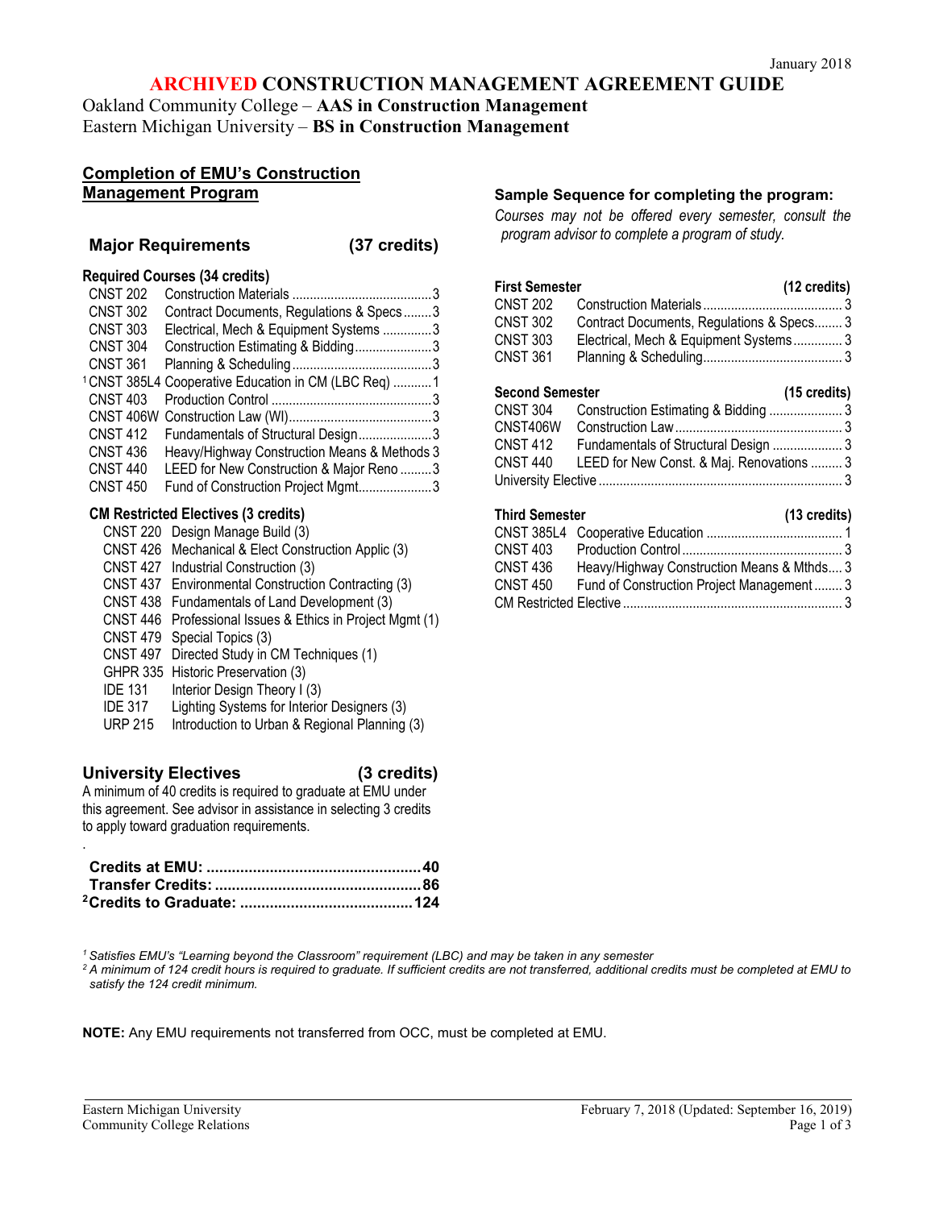January 2018

# ARCHIVED CONSTRUCTION MANAGEMENT AGREEMENT GUIDE

Oakland Community College – **AAS in Construction Management**
Eastern Michigan University – **BS in Construction Management**

## Completion of EMU's Construction Management Program

### Major Requirements (37 credits)

**Required Courses (34 credits)**

| Course | Title | Credits |
|---|---|---|
| CNST 202 | Construction Materials | 3 |
| CNST 302 | Contract Documents, Regulations & Specs | 3 |
| CNST 303 | Electrical, Mech & Equipment Systems | 3 |
| CNST 304 | Construction Estimating & Bidding | 3 |
| CNST 361 | Planning & Scheduling | 3 |
| [1]CNST 385L4 | Cooperative Education in CM (LBC Req) | 1 |
| CNST 403 | Production Control | 3 |
| CNST 406W | Construction Law (WI) | 3 |
| CNST 412 | Fundamentals of Structural Design | 3 |
| CNST 436 | Heavy/Highway Construction Means & Methods | 3 |
| CNST 440 | LEED for New Construction & Major Reno | 3 |
| CNST 450 | Fund of Construction Project Mgmt | 3 |

**CM Restricted Electives (3 credits)**

- CNST 220 Design Manage Build (3)
- CNST 426 Mechanical & Elect Construction Applic (3)
- CNST 427 Industrial Construction (3)
- CNST 437 Environmental Construction Contracting (3)
- CNST 438 Fundamentals of Land Development (3)
- CNST 446 Professional Issues & Ethics in Project Mgmt (1)
- CNST 479 Special Topics (3)
- CNST 497 Directed Study in CM Techniques (1)
- GHPR 335 Historic Preservation (3)
- IDE 131 Interior Design Theory I (3)
- IDE 317 Lighting Systems for Interior Designers (3)
- URP 215 Introduction to Urban & Regional Planning (3)

### University Electives (3 credits)

A minimum of 40 credits is required to graduate at EMU under this agreement. See advisor in assistance in selecting 3 credits to apply toward graduation requirements.

**Credits at EMU:** 40
**Transfer Credits:** 86
**[2]Credits to Graduate:** 124

## Sample Sequence for completing the program:

*Courses may not be offered every semester, consult the program advisor to complete a program of study.*

**First Semester (12 credits)**

| Course | Title | Credits |
|---|---|---|
| CNST 202 | Construction Materials | 3 |
| CNST 302 | Contract Documents, Regulations & Specs | 3 |
| CNST 303 | Electrical, Mech & Equipment Systems | 3 |
| CNST 361 | Planning & Scheduling | 3 |

**Second Semester (15 credits)**

| Course | Title | Credits |
|---|---|---|
| CNST 304 | Construction Estimating & Bidding | 3 |
| CNST406W | Construction Law | 3 |
| CNST 412 | Fundamentals of Structural Design | 3 |
| CNST 440 | LEED for New Const. & Maj. Renovations | 3 |
| University Elective | | 3 |

**Third Semester (13 credits)**

| Course | Title | Credits |
|---|---|---|
| CNST 385L4 | Cooperative Education | 1 |
| CNST 403 | Production Control | 3 |
| CNST 436 | Heavy/Highway Construction Means & Mthds | 3 |
| CNST 450 | Fund of Construction Project Management | 3 |
| CM Restricted Elective | | 3 |

*[1] Satisfies EMU's "Learning beyond the Classroom" requirement (LBC) and may be taken in any semester*
*[2] A minimum of 124 credit hours is required to graduate. If sufficient credits are not transferred, additional credits must be completed at EMU to satisfy the 124 credit minimum.*

**NOTE:** Any EMU requirements not transferred from OCC, must be completed at EMU.

Eastern Michigan University
Community College Relations

February 7, 2018 (Updated: September 16, 2019)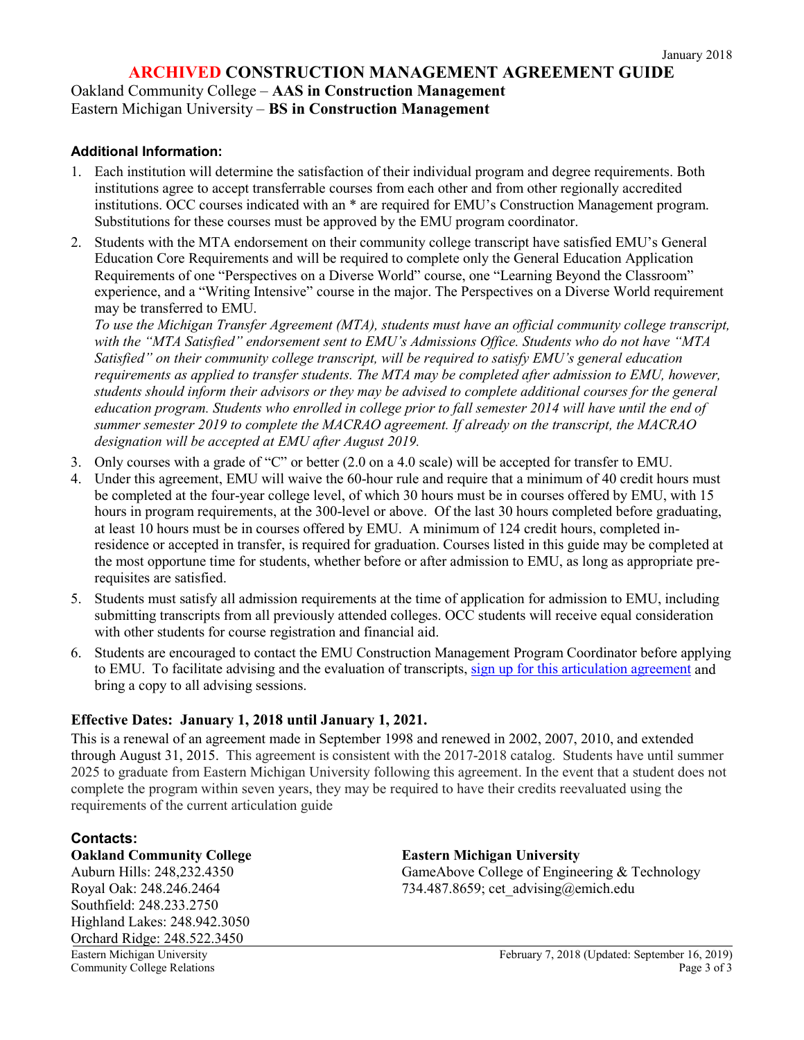January 2018

# ARCHIVED CONSTRUCTION MANAGEMENT AGREEMENT GUIDE

Oakland Community College – **AAS in Construction Management**
Eastern Michigan University – **BS in Construction Management**

### Additional Information:

1. Each institution will determine the satisfaction of their individual program and degree requirements. Both institutions agree to accept transferrable courses from each other and from other regionally accredited institutions. OCC courses indicated with an * are required for EMU's Construction Management program. Substitutions for these courses must be approved by the EMU program coordinator.
2. Students with the MTA endorsement on their community college transcript have satisfied EMU's General Education Core Requirements and will be required to complete only the General Education Application Requirements of one "Perspectives on a Diverse World" course, one "Learning Beyond the Classroom" experience, and a "Writing Intensive" course in the major. The Perspectives on a Diverse World requirement may be transferred to EMU.
   *To use the Michigan Transfer Agreement (MTA), students must have an official community college transcript, with the "MTA Satisfied" endorsement sent to EMU's Admissions Office. Students who do not have "MTA Satisfied" on their community college transcript, will be required to satisfy EMU's general education requirements as applied to transfer students. The MTA may be completed after admission to EMU, however, students should inform their advisors or they may be advised to complete additional courses for the general education program. Students who enrolled in college prior to fall semester 2014 will have until the end of summer semester 2019 to complete the MACRAO agreement. If already on the transcript, the MACRAO designation will be accepted at EMU after August 2019.*
3. Only courses with a grade of "C" or better (2.0 on a 4.0 scale) will be accepted for transfer to EMU.
4. Under this agreement, EMU will waive the 60-hour rule and require that a minimum of 40 credit hours must be completed at the four-year college level, of which 30 hours must be in courses offered by EMU, with 15 hours in program requirements, at the 300-level or above. Of the last 30 hours completed before graduating, at least 10 hours must be in courses offered by EMU. A minimum of 124 credit hours, completed in-residence or accepted in transfer, is required for graduation. Courses listed in this guide may be completed at the most opportune time for students, whether before or after admission to EMU, as long as appropriate pre-requisites are satisfied.
5. Students must satisfy all admission requirements at the time of application for admission to EMU, including submitting transcripts from all previously attended colleges. OCC students will receive equal consideration with other students for course registration and financial aid.
6. Students are encouraged to contact the EMU Construction Management Program Coordinator before applying to EMU. To facilitate advising and the evaluation of transcripts, sign up for this articulation agreement and bring a copy to all advising sessions.

### Effective Dates: January 1, 2018 until January 1, 2021.

This is a renewal of an agreement made in September 1998 and renewed in 2002, 2007, 2010, and extended through August 31, 2015. This agreement is consistent with the 2017-2018 catalog. Students have until summer 2025 to graduate from Eastern Michigan University following this agreement. In the event that a student does not complete the program within seven years, they may be required to have their credits reevaluated using the requirements of the current articulation guide

### Contacts:

**Oakland Community College**
Auburn Hills: 248,232.4350
Royal Oak: 248.246.2464
Southfield: 248.233.2750
Highland Lakes: 248.942.3050
Orchard Ridge: 248.522.3450

**Eastern Michigan University**
GameAbove College of Engineering & Technology
734.487.8659; cet_advising@emich.edu

Eastern Michigan University
Community College Relations

February 7, 2018 (Updated: September 16, 2019)